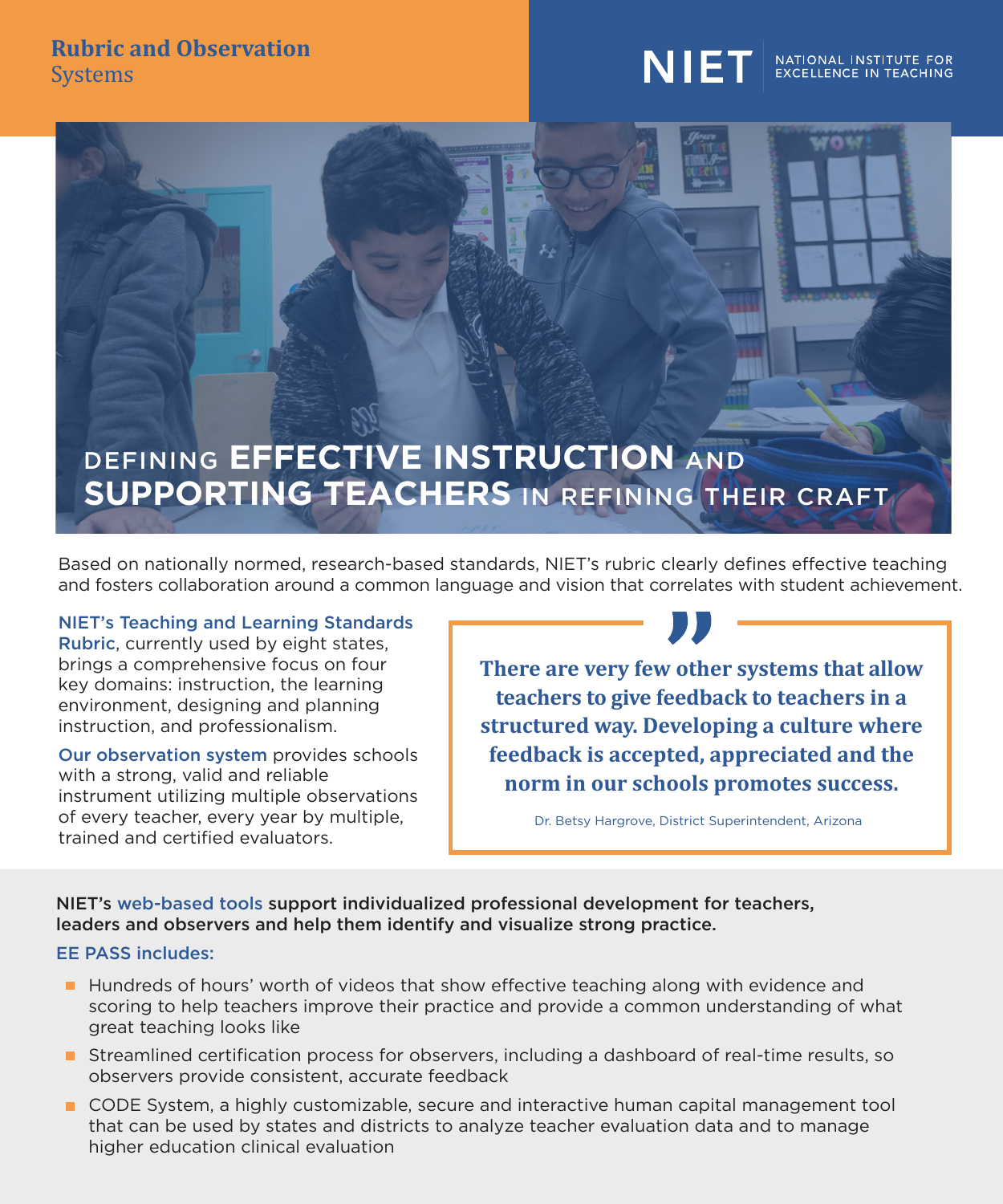**Rubric and Observation** Systems

NIET | NATIONAL INSTITUTE FOR EXCELLENCE IN TEACHING

# DEFINING **EFFECTIVE INSTRUCTION** AND **SUPPORTING TEACHERS** IN REFINING THEIR CRAFT

Based on nationally normed, research-based standards, NIET's rubric clearly defines effective teaching and fosters collaboration around a common language and vision that correlates with student achievement.

NIET's Teaching and Learning Standards Rubric, currently used by eight states, brings a comprehensive focus on four key domains: instruction, the learning environment, designing and planning instruction, and professionalism.

Our observation system provides schools with a strong, valid and reliable instrument utilizing multiple observations of every teacher, every year by multiple, trained and certified evaluators.

> **There are very few other systems that allow teachers to give feedback to teachers in a structured way. Developing a culture where feedback is accepted, appreciated and the norm in our schools promotes success.**
>
> Dr. Betsy Hargrove, District Superintendent, Arizona

**NIET's web-based tools support individualized professional development for teachers, leaders and observers and help them identify and visualize strong practice.**

EE PASS includes:

- Hundreds of hours' worth of videos that show effective teaching along with evidence and scoring to help teachers improve their practice and provide a common understanding of what great teaching looks like
- Streamlined certification process for observers, including a dashboard of real-time results, so observers provide consistent, accurate feedback
- CODE System, a highly customizable, secure and interactive human capital management tool that can be used by states and districts to analyze teacher evaluation data and to manage higher education clinical evaluation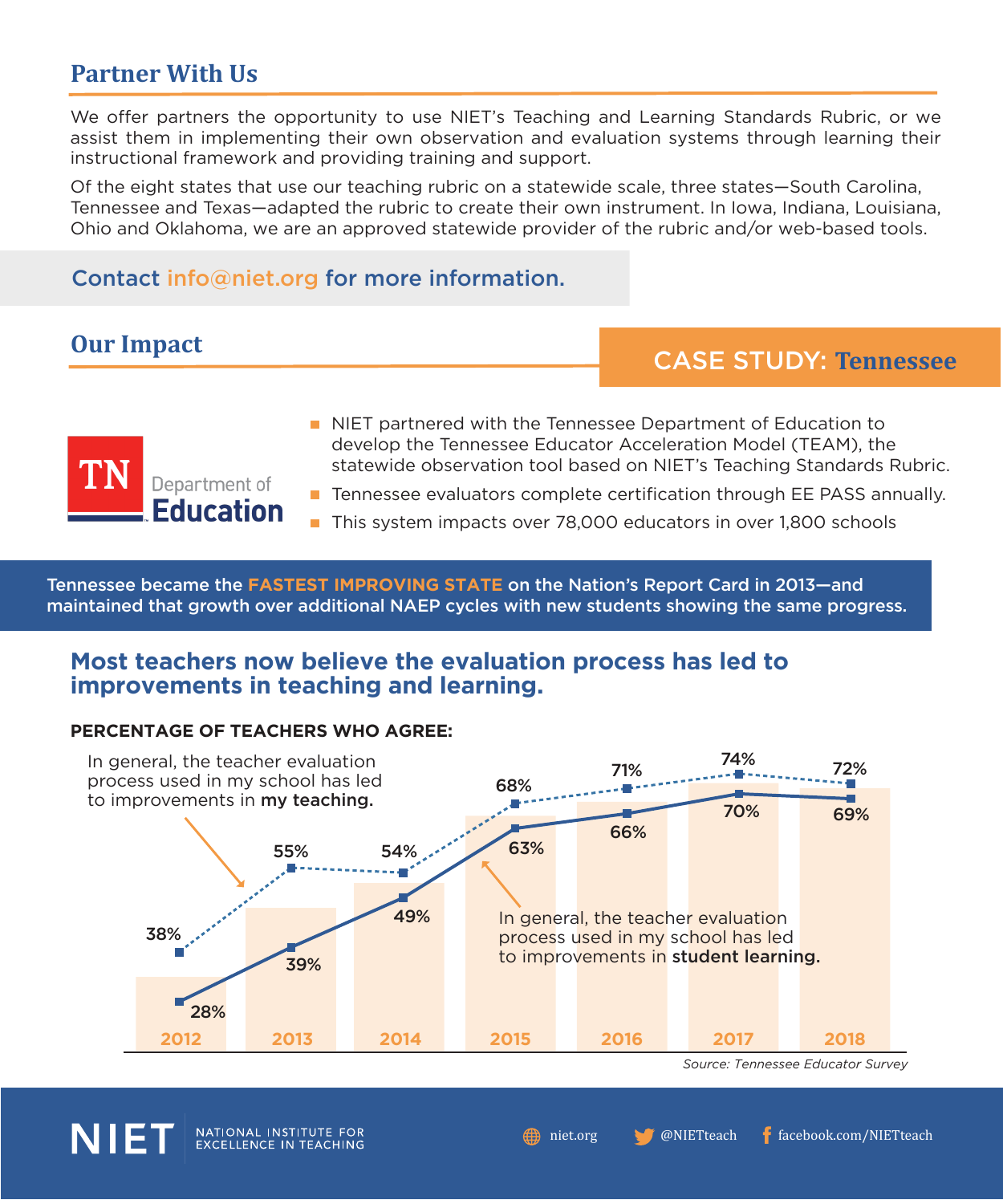## Partner With Us

We offer partners the opportunity to use NIET's Teaching and Learning Standards Rubric, or we assist them in implementing their own observation and evaluation systems through learning their instructional framework and providing training and support.

Of the eight states that use our teaching rubric on a statewide scale, three states—South Carolina, Tennessee and Texas—adapted the rubric to create their own instrument. In Iowa, Indiana, Louisiana, Ohio and Oklahoma, we are an approved statewide provider of the rubric and/or web-based tools.

**Contact info@niet.org for more information.**

## Our Impact

## CASE STUDY: Tennessee

TN Department of Education

- NIET partnered with the Tennessee Department of Education to develop the Tennessee Educator Acceleration Model (TEAM), the statewide observation tool based on NIET's Teaching Standards Rubric.
- Tennessee evaluators complete certification through EE PASS annually.
- This system impacts over 78,000 educators in over 1,800 schools

**Tennessee became the FASTEST IMPROVING STATE on the Nation's Report Card in 2013—and maintained that growth over additional NAEP cycles with new students showing the same progress.**

### Most teachers now believe the evaluation process has led to improvements in teaching and learning.

**PERCENTAGE OF TEACHERS WHO AGREE:**

In general, the teacher evaluation process used in my school has led to improvements in **my teaching.**

38%
55%
54%
68%
71%
74%
72%

In general, the teacher evaluation process used in my school has led to improvements in **student learning.**

28%
39%
49%
63%
66%
70%
69%

2012
2013
2014
2015
2016
2017
2018

*Source: Tennessee Educator Survey*

NIET NATIONAL INSTITUTE FOR EXCELLENCE IN TEACHING

niet.org @NIETteach facebook.com/NIETteach